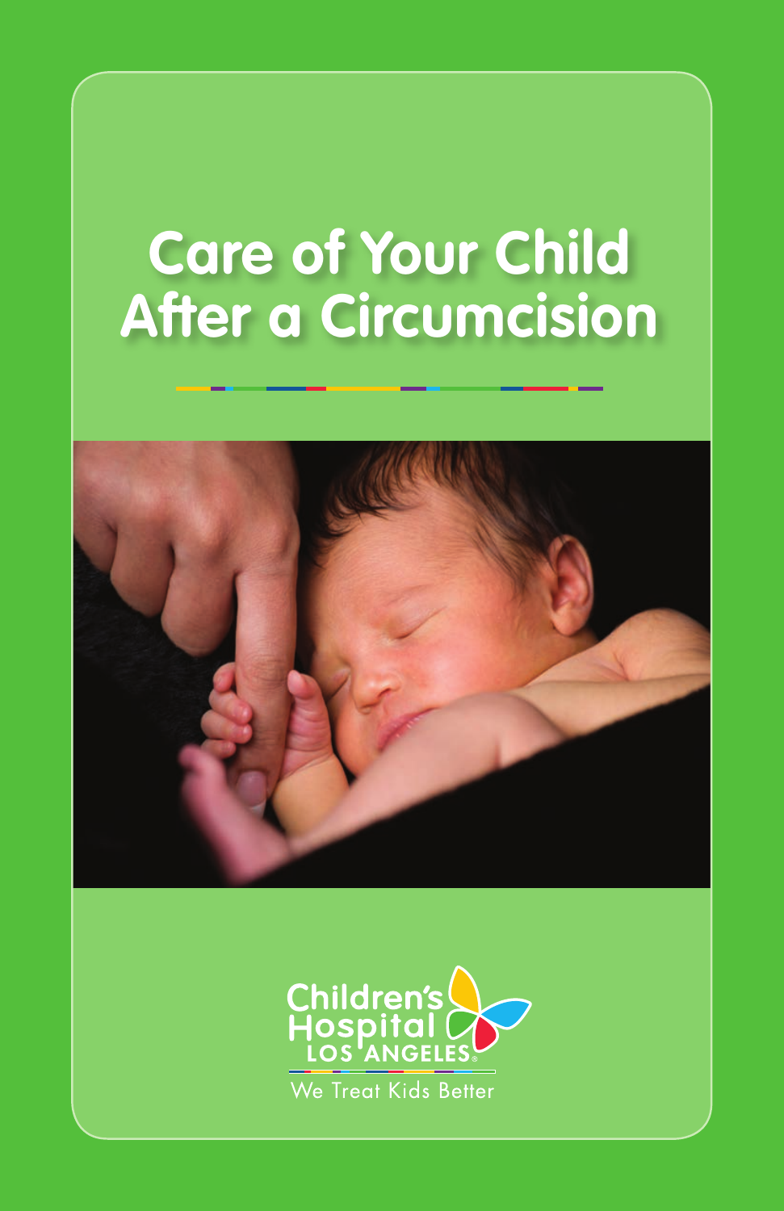# Care of Your Child After a Circumcision

Children's Hospital LOS ANGELES

We Treat Kids Better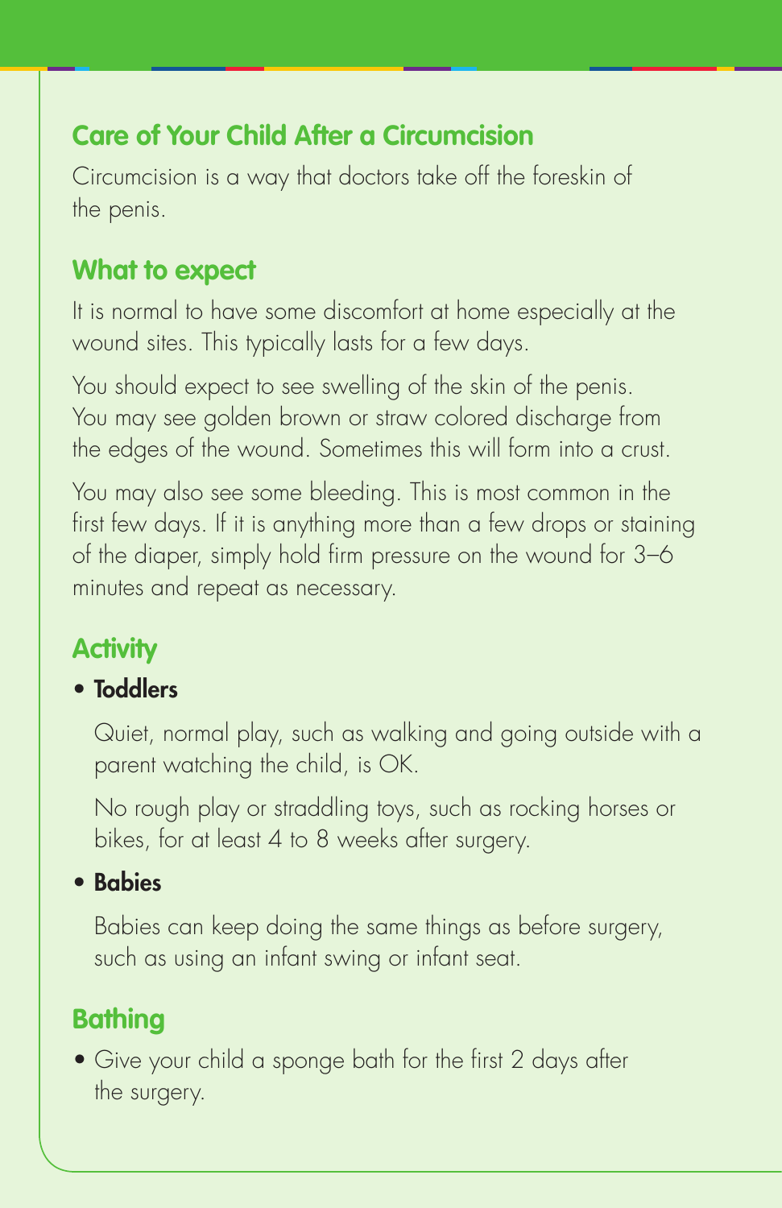## Care of Your Child After a Circumcision

Circumcision is a way that doctors take off the foreskin of the penis.

### What to expect

It is normal to have some discomfort at home especially at the wound sites. This typically lasts for a few days.

You should expect to see swelling of the skin of the penis. You may see golden brown or straw colored discharge from the edges of the wound. Sometimes this will form into a crust.

You may also see some bleeding. This is most common in the first few days. If it is anything more than a few drops or staining of the diaper, simply hold firm pressure on the wound for 3–6 minutes and repeat as necessary.

### Activity

- **Toddlers**

  Quiet, normal play, such as walking and going outside with a parent watching the child, is OK.

  No rough play or straddling toys, such as rocking horses or bikes, for at least 4 to 8 weeks after surgery.

- **Babies**

  Babies can keep doing the same things as before surgery, such as using an infant swing or infant seat.

### Bathing

- Give your child a sponge bath for the first 2 days after the surgery.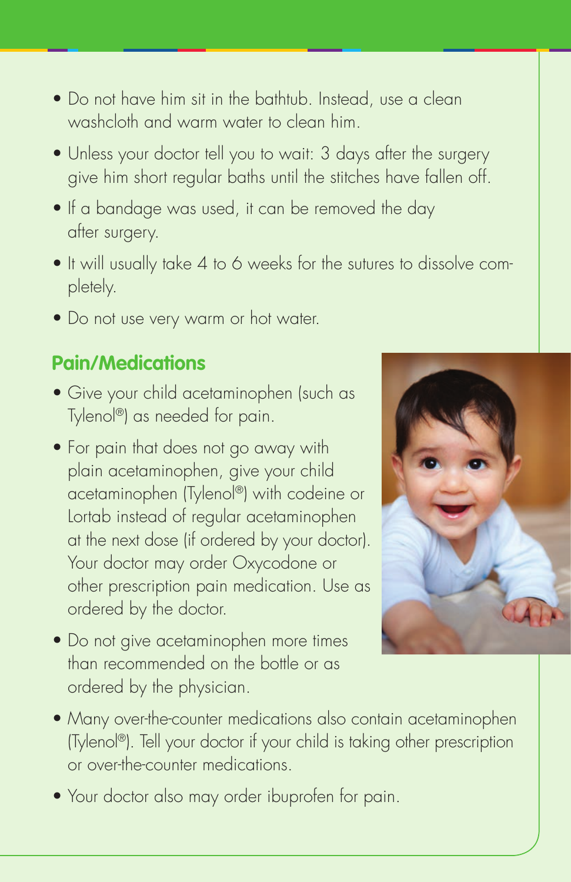- Do not have him sit in the bathtub. Instead, use a clean washcloth and warm water to clean him.
- Unless your doctor tell you to wait: 3 days after the surgery give him short regular baths until the stitches have fallen off.
- If a bandage was used, it can be removed the day after surgery.
- It will usually take 4 to 6 weeks for the sutures to dissolve completely.
- Do not use very warm or hot water.

## Pain/Medications

- Give your child acetaminophen (such as Tylenol®) as needed for pain.
- For pain that does not go away with plain acetaminophen, give your child acetaminophen (Tylenol®) with codeine or Lortab instead of regular acetaminophen at the next dose (if ordered by your doctor). Your doctor may order Oxycodone or other prescription pain medication. Use as ordered by the doctor.
- Do not give acetaminophen more times than recommended on the bottle or as ordered by the physician.
- Many over-the-counter medications also contain acetaminophen (Tylenol®). Tell your doctor if your child is taking other prescription or over-the-counter medications.
- Your doctor also may order ibuprofen for pain.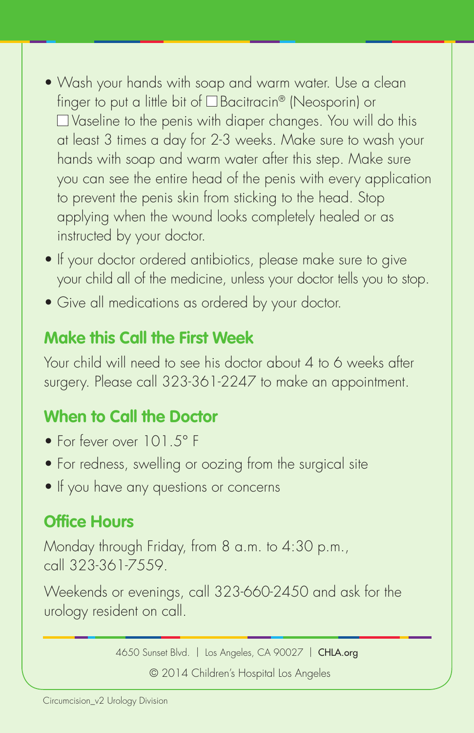- Wash your hands with soap and warm water. Use a clean finger to put a little bit of ☐ Bacitracin® (Neosporin) or ☐ Vaseline to the penis with diaper changes. You will do this at least 3 times a day for 2-3 weeks. Make sure to wash your hands with soap and warm water after this step. Make sure you can see the entire head of the penis with every application to prevent the penis skin from sticking to the head. Stop applying when the wound looks completely healed or as instructed by your doctor.
- If your doctor ordered antibiotics, please make sure to give your child all of the medicine, unless your doctor tells you to stop.
- Give all medications as ordered by your doctor.

## Make this Call the First Week

Your child will need to see his doctor about 4 to 6 weeks after surgery. Please call 323-361-2247 to make an appointment.

## When to Call the Doctor

- For fever over 101.5° F
- For redness, swelling or oozing from the surgical site
- If you have any questions or concerns

## Office Hours

Monday through Friday, from 8 a.m. to 4:30 p.m., call 323-361-7559.

Weekends or evenings, call 323-660-2450 and ask for the urology resident on call.

4650 Sunset Blvd. | Los Angeles, CA 90027 | CHLA.org

© 2014 Children's Hospital Los Angeles

Circumcision_v2 Urology Division